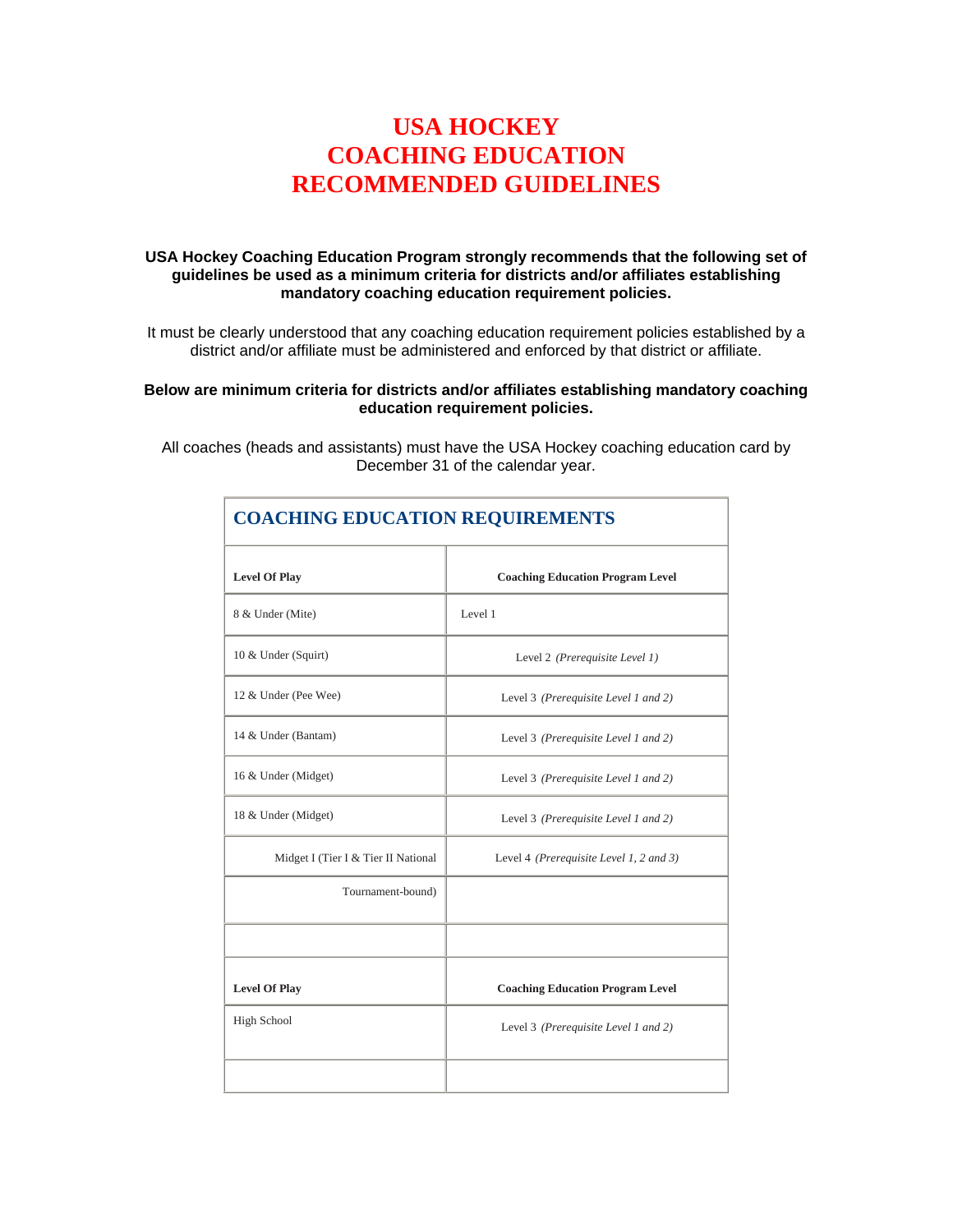# USA HOCKEY
# COACHING EDUCATION
# RECOMMENDED GUIDELINES

**USA Hockey Coaching Education Program strongly recommends that the following set of guidelines be used as a minimum criteria for districts and/or affiliates establishing mandatory coaching education requirement policies.**

It must be clearly understood that any coaching education requirement policies established by a district and/or affiliate must be administered and enforced by that district or affiliate.

**Below are minimum criteria for districts and/or affiliates establishing mandatory coaching education requirement policies.**

All coaches (heads and assistants) must have the USA Hockey coaching education card by December 31 of the calendar year.

## COACHING EDUCATION REQUIREMENTS

| Level Of Play | Coaching Education Program Level |
|---|---|
| 8 & Under (Mite) | Level 1 |
| 10 & Under (Squirt) | Level 2 *(Prerequisite Level 1)* |
| 12 & Under (Pee Wee) | Level 3 *(Prerequisite Level 1 and 2)* |
| 14 & Under (Bantam) | Level 3 *(Prerequisite Level 1 and 2)* |
| 16 & Under (Midget) | Level 3 *(Prerequisite Level 1 and 2)* |
| 18 & Under (Midget) | Level 3 *(Prerequisite Level 1 and 2)* |
| Midget I (Tier I & Tier II National Tournament-bound) | Level 4 *(Prerequisite Level 1, 2 and 3)* |
| | |
| **Level Of Play** | **Coaching Education Program Level** |
| High School | Level 3 *(Prerequisite Level 1 and 2)* |
| | |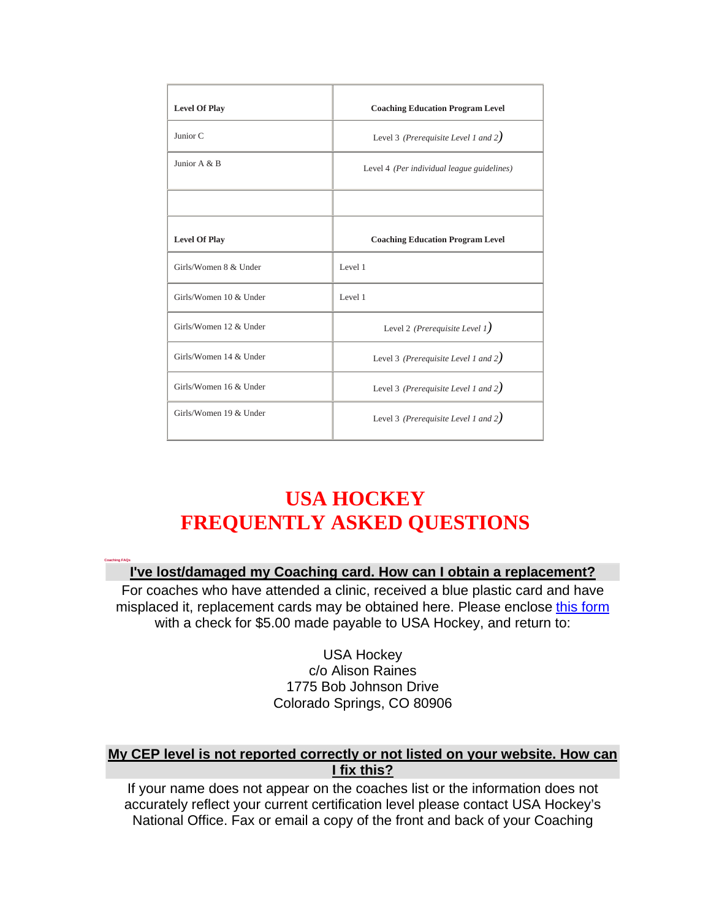| Level Of Play | Coaching Education Program Level |
|---|---|
| Junior C | Level 3 *(Prerequisite Level 1 and 2)* |
| Junior A & B | Level 4 *(Per individual league guidelines)* |
| | |
| **Level Of Play** | **Coaching Education Program Level** |
| Girls/Women 8 & Under | Level 1 |
| Girls/Women 10 & Under | Level 1 |
| Girls/Women 12 & Under | Level 2 *(Prerequisite Level 1)* |
| Girls/Women 14 & Under | Level 3 *(Prerequisite Level 1 and 2)* |
| Girls/Women 16 & Under | Level 3 *(Prerequisite Level 1 and 2)* |
| Girls/Women 19 & Under | Level 3 *(Prerequisite Level 1 and 2)* |

# USA HOCKEY FREQUENTLY ASKED QUESTIONS

Coaching FAQs

## I've lost/damaged my Coaching card. How can I obtain a replacement?

For coaches who have attended a clinic, received a blue plastic card and have misplaced it, replacement cards may be obtained here. Please enclose this form with a check for $5.00 made payable to USA Hockey, and return to:

USA Hockey
c/o Alison Raines
1775 Bob Johnson Drive
Colorado Springs, CO 80906

## My CEP level is not reported correctly or not listed on your website. How can I fix this?

If your name does not appear on the coaches list or the information does not accurately reflect your current certification level please contact USA Hockey's National Office. Fax or email a copy of the front and back of your Coaching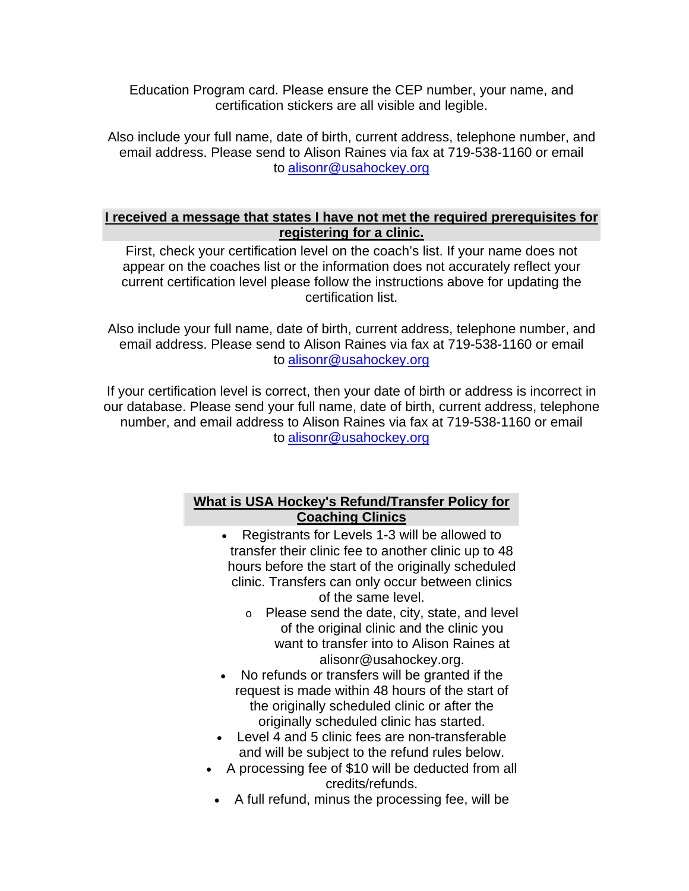Education Program card. Please ensure the CEP number, your name, and certification stickers are all visible and legible.

Also include your full name, date of birth, current address, telephone number, and email address. Please send to Alison Raines via fax at 719-538-1160 or email to [alisonr@usahockey.org](mailto:alisonr@usahockey.org)

## I received a message that states I have not met the required prerequisites for registering for a clinic.

First, check your certification level on the coach's list. If your name does not appear on the coaches list or the information does not accurately reflect your current certification level please follow the instructions above for updating the certification list.

Also include your full name, date of birth, current address, telephone number, and email address. Please send to Alison Raines via fax at 719-538-1160 or email to [alisonr@usahockey.org](mailto:alisonr@usahockey.org)

If your certification level is correct, then your date of birth or address is incorrect in our database. Please send your full name, date of birth, current address, telephone number, and email address to Alison Raines via fax at 719-538-1160 or email to [alisonr@usahockey.org](mailto:alisonr@usahockey.org)

## What is USA Hockey's Refund/Transfer Policy for Coaching Clinics

- Registrants for Levels 1-3 will be allowed to transfer their clinic fee to another clinic up to 48 hours before the start of the originally scheduled clinic. Transfers can only occur between clinics of the same level.
    - Please send the date, city, state, and level of the original clinic and the clinic you want to transfer into to Alison Raines at alisonr@usahockey.org.
- No refunds or transfers will be granted if the request is made within 48 hours of the start of the originally scheduled clinic or after the originally scheduled clinic has started.
- Level 4 and 5 clinic fees are non-transferable and will be subject to the refund rules below.
- A processing fee of $10 will be deducted from all credits/refunds.
- A full refund, minus the processing fee, will be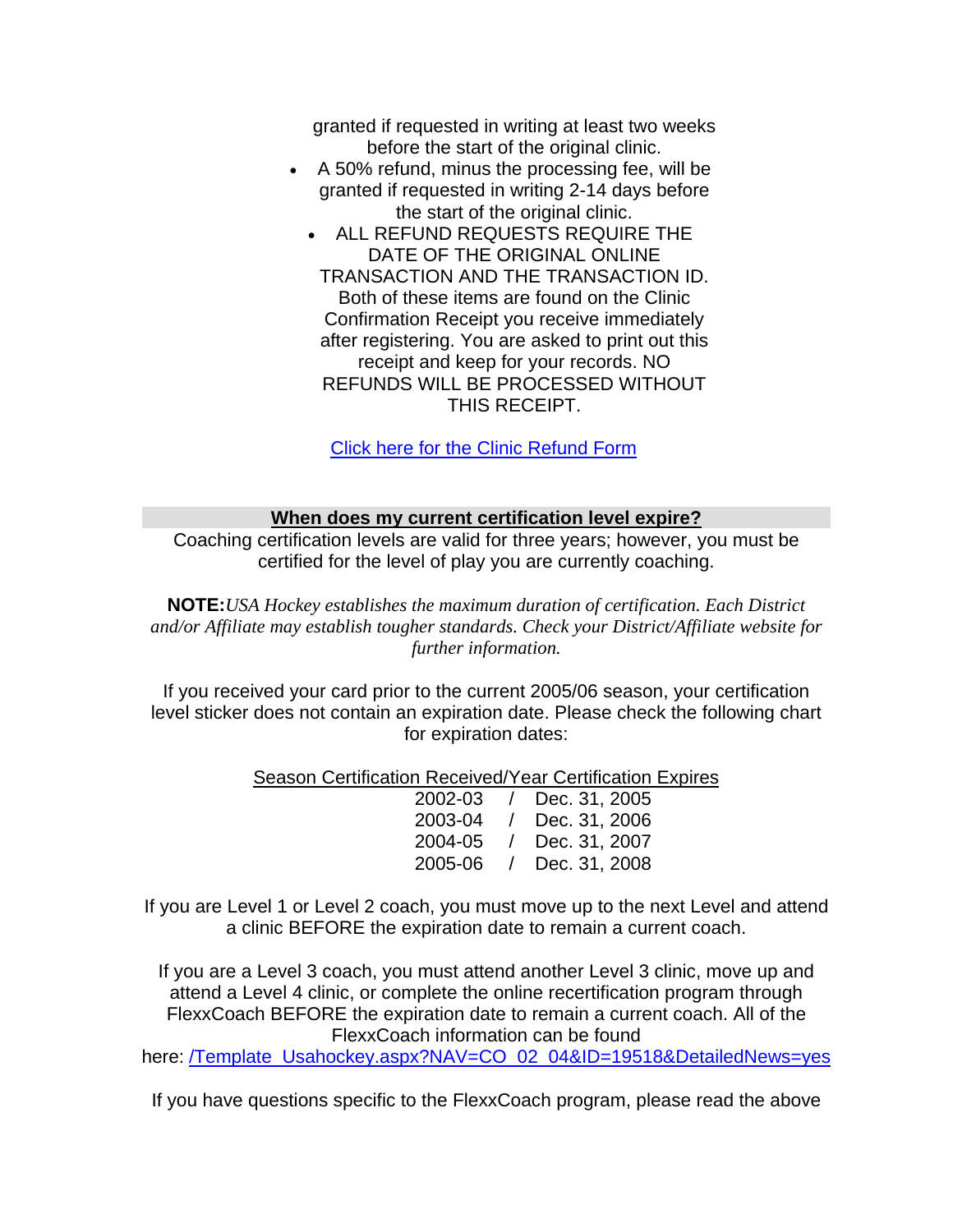granted if requested in writing at least two weeks before the start of the original clinic.

- A 50% refund, minus the processing fee, will be granted if requested in writing 2-14 days before the start of the original clinic.
- ALL REFUND REQUESTS REQUIRE THE DATE OF THE ORIGINAL ONLINE TRANSACTION AND THE TRANSACTION ID. Both of these items are found on the Clinic Confirmation Receipt you receive immediately after registering. You are asked to print out this receipt and keep for your records. NO REFUNDS WILL BE PROCESSED WITHOUT THIS RECEIPT.

[Click here for the Clinic Refund Form]

## When does my current certification level expire?

Coaching certification levels are valid for three years; however, you must be certified for the level of play you are currently coaching.

**NOTE:** *USA Hockey establishes the maximum duration of certification. Each District and/or Affiliate may establish tougher standards. Check your District/Affiliate website for further information.*

If you received your card prior to the current 2005/06 season, your certification level sticker does not contain an expiration date. Please check the following chart for expiration dates:

| Season Certification Received | Year Certification Expires |
|---|---|
| 2002-03 | Dec. 31, 2005 |
| 2003-04 | Dec. 31, 2006 |
| 2004-05 | Dec. 31, 2007 |
| 2005-06 | Dec. 31, 2008 |

If you are Level 1 or Level 2 coach, you must move up to the next Level and attend a clinic BEFORE the expiration date to remain a current coach.

If you are a Level 3 coach, you must attend another Level 3 clinic, move up and attend a Level 4 clinic, or complete the online recertification program through FlexxCoach BEFORE the expiration date to remain a current coach. All of the FlexxCoach information can be found here: /Template_Usahockey.aspx?NAV=CO_02_04&ID=19518&DetailedNews=yes

If you have questions specific to the FlexxCoach program, please read the above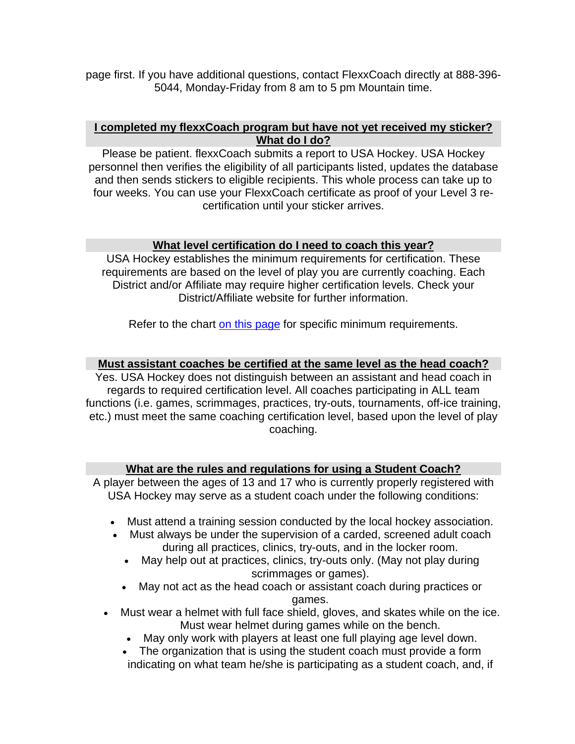page first. If you have additional questions, contact FlexxCoach directly at 888-396-5044, Monday-Friday from 8 am to 5 pm Mountain time.

## I completed my flexxCoach program but have not yet received my sticker? What do I do?

Please be patient. flexxCoach submits a report to USA Hockey. USA Hockey personnel then verifies the eligibility of all participants listed, updates the database and then sends stickers to eligible recipients. This whole process can take up to four weeks. You can use your FlexxCoach certificate as proof of your Level 3 re-certification until your sticker arrives.

## What level certification do I need to coach this year?

USA Hockey establishes the minimum requirements for certification. These requirements are based on the level of play you are currently coaching. Each District and/or Affiliate may require higher certification levels. Check your District/Affiliate website for further information.

Refer to the chart on this page for specific minimum requirements.

## Must assistant coaches be certified at the same level as the head coach?

Yes. USA Hockey does not distinguish between an assistant and head coach in regards to required certification level. All coaches participating in ALL team functions (i.e. games, scrimmages, practices, try-outs, tournaments, off-ice training, etc.) must meet the same coaching certification level, based upon the level of play coaching.

## What are the rules and regulations for using a Student Coach?

A player between the ages of 13 and 17 who is currently properly registered with USA Hockey may serve as a student coach under the following conditions:

- Must attend a training session conducted by the local hockey association.
- Must always be under the supervision of a carded, screened adult coach during all practices, clinics, try-outs, and in the locker room.
- May help out at practices, clinics, try-outs only. (May not play during scrimmages or games).
- May not act as the head coach or assistant coach during practices or games.
- Must wear a helmet with full face shield, gloves, and skates while on the ice. Must wear helmet during games while on the bench.
- May only work with players at least one full playing age level down.
- The organization that is using the student coach must provide a form indicating on what team he/she is participating as a student coach, and, if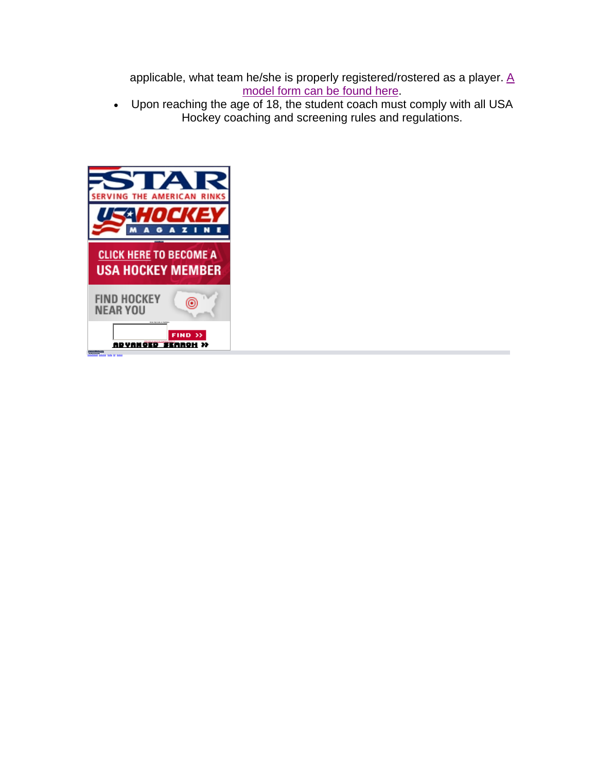applicable, what team he/she is properly registered/rostered as a player. A model form can be found here.

- Upon reaching the age of 18, the student coach must comply with all USA Hockey coaching and screening rules and regulations.

STAR
SERVING THE AMERICAN RINKS

USA HOCKEY
MAGAZINE

CLICK HERE TO BECOME A USA HOCKEY MEMBER

FIND HOCKEY NEAR YOU

FIND >>

ADVANCED SEARCH >>